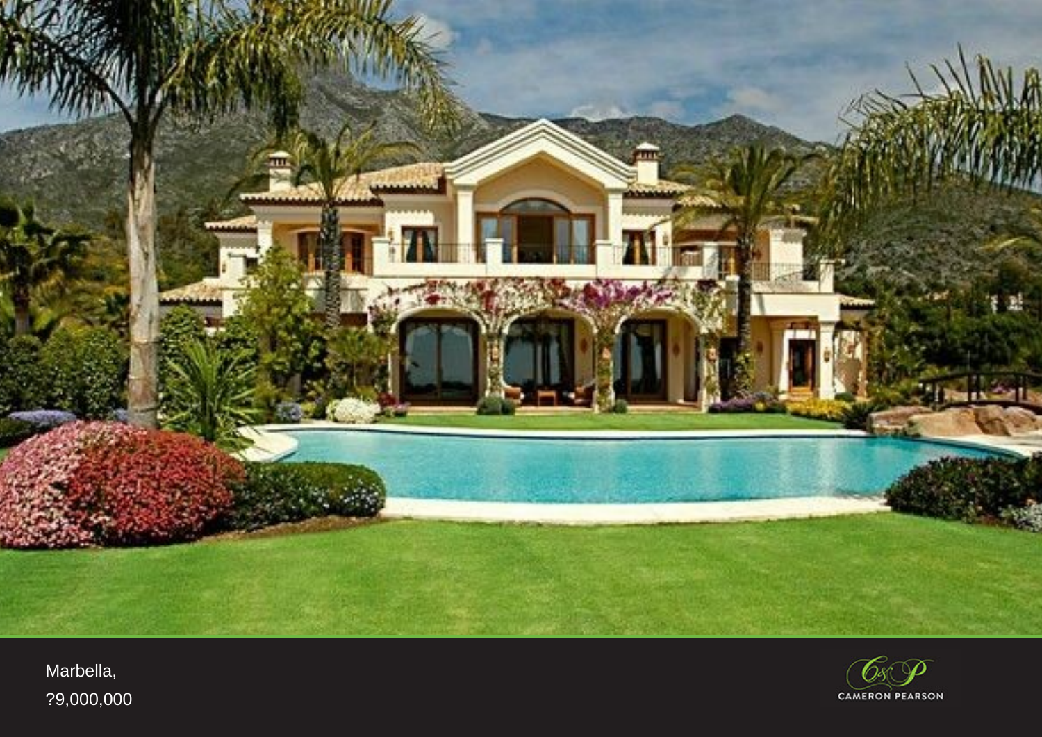Marbella,

?9,000,000

CAMERON PEARSON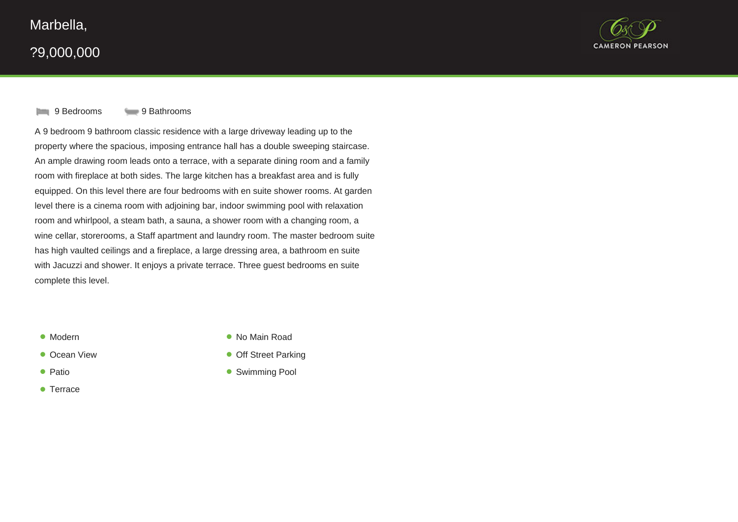Marbella,

?9,000,000

CAMERON PEARSON

9 Bedrooms 9 Bathrooms

A 9 bedroom 9 bathroom classic residence with a large driveway leading up to the property where the spacious, imposing entrance hall has a double sweeping staircase. An ample drawing room leads onto a terrace, with a separate dining room and a family room with fireplace at both sides. The large kitchen has a breakfast area and is fully equipped. On this level there are four bedrooms with en suite shower rooms. At garden level there is a cinema room with adjoining bar, indoor swimming pool with relaxation room and whirlpool, a steam bath, a sauna, a shower room with a changing room, a wine cellar, storerooms, a Staff apartment and laundry room. The master bedroom suite has high vaulted ceilings and a fireplace, a large dressing area, a bathroom en suite with Jacuzzi and shower. It enjoys a private terrace. Three guest bedrooms en suite complete this level.

- Modern
- Ocean View
- Patio
- Terrace
- No Main Road
- Off Street Parking
- Swimming Pool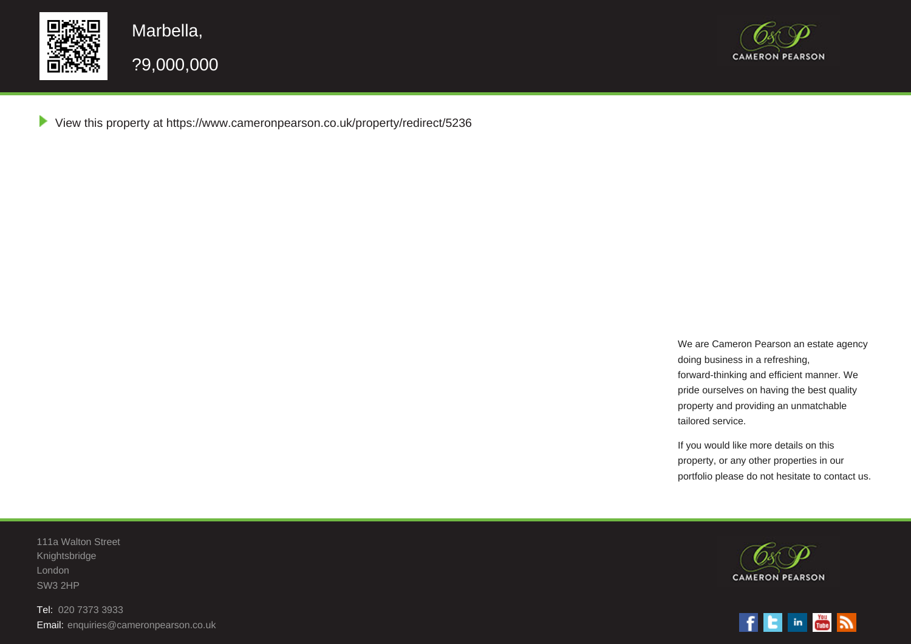Marbella,

?9,000,000

View this property at https://www.cameronpearson.co.uk/property/redirect/5236

We are Cameron Pearson an estate agency doing business in a refreshing, forward-thinking and efficient manner. We pride ourselves on having the best quality property and providing an unmatchable tailored service.

If you would like more details on this property, or any other properties in our portfolio please do not hesitate to contact us.

111a Walton Street
Knightsbridge
London
SW3 2HP

Tel: 020 7373 3933
Email: enquiries@cameronpearson.co.uk